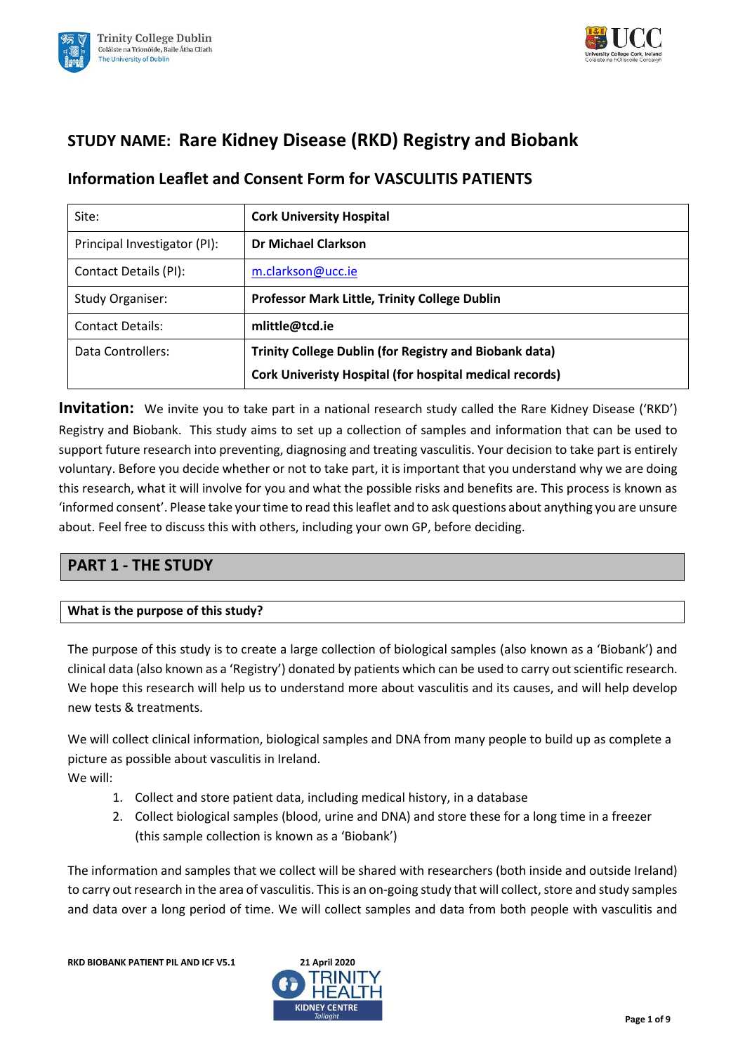# STUDY NAME: Rare Kidney Disease (RKD) Registry and Biobank

## Information Leaflet and Consent Form for VASCULITIS PATIENTS

| | |
|---|---|
| Site: | **Cork University Hospital** |
| Principal Investigator (PI): | **Dr Michael Clarkson** |
| Contact Details (PI): | m.clarkson@ucc.ie |
| Study Organiser: | **Professor Mark Little, Trinity College Dublin** |
| Contact Details: | **mlittle@tcd.ie** |
| Data Controllers: | **Trinity College Dublin (for Registry and Biobank data)**<br>**Cork Univeristy Hospital (for hospital medical records)** |

**Invitation:** We invite you to take part in a national research study called the Rare Kidney Disease ('RKD') Registry and Biobank. This study aims to set up a collection of samples and information that can be used to support future research into preventing, diagnosing and treating vasculitis. Your decision to take part is entirely voluntary. Before you decide whether or not to take part, it is important that you understand why we are doing this research, what it will involve for you and what the possible risks and benefits are. This process is known as 'informed consent'. Please take your time to read this leaflet and to ask questions about anything you are unsure about. Feel free to discuss this with others, including your own GP, before deciding.

## PART 1 - THE STUDY

### What is the purpose of this study?

The purpose of this study is to create a large collection of biological samples (also known as a 'Biobank') and clinical data (also known as a 'Registry') donated by patients which can be used to carry out scientific research. We hope this research will help us to understand more about vasculitis and its causes, and will help develop new tests & treatments.

We will collect clinical information, biological samples and DNA from many people to build up as complete a picture as possible about vasculitis in Ireland.

We will:

1. Collect and store patient data, including medical history, in a database
2. Collect biological samples (blood, urine and DNA) and store these for a long time in a freezer (this sample collection is known as a 'Biobank')

The information and samples that we collect will be shared with researchers (both inside and outside Ireland) to carry out research in the area of vasculitis. This is an on-going study that will collect, store and study samples and data over a long period of time. We will collect samples and data from both people with vasculitis and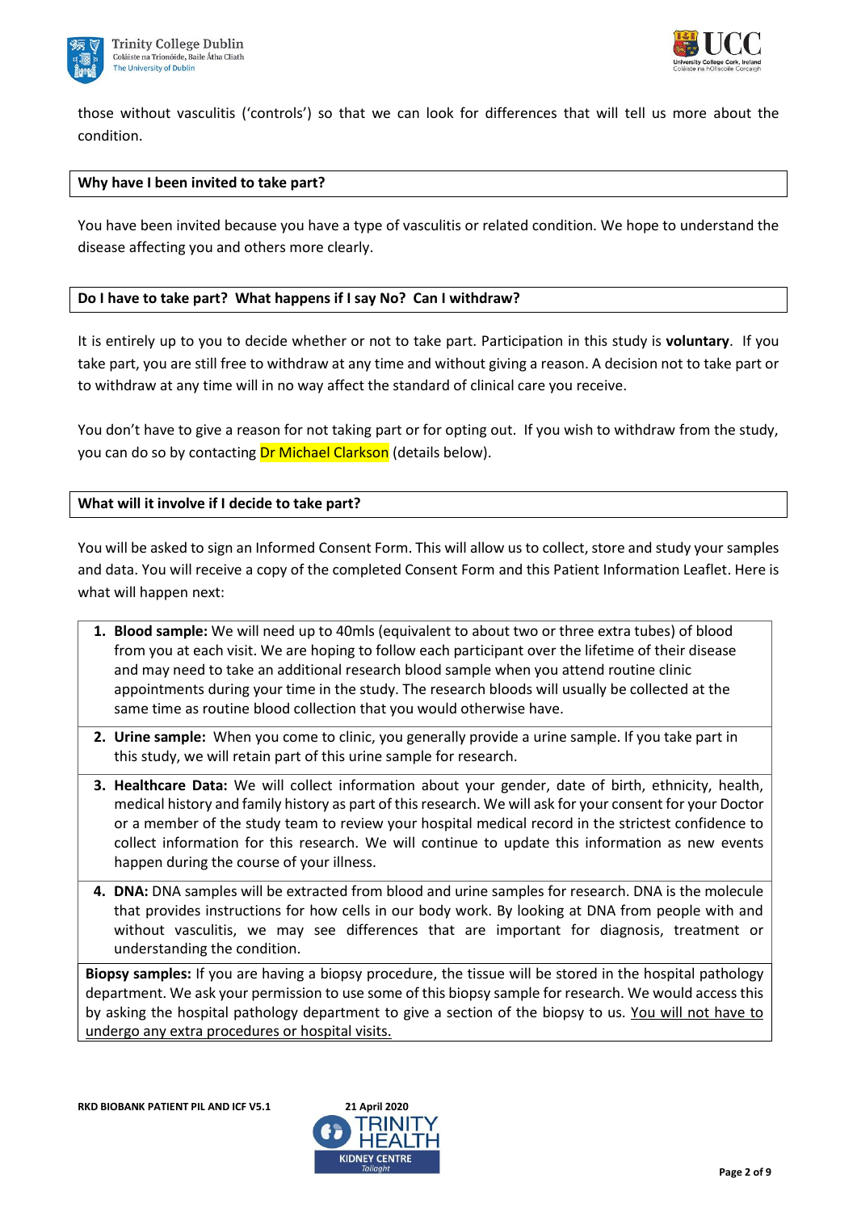those without vasculitis ('controls') so that we can look for differences that will tell us more about the condition.

### Why have I been invited to take part?

You have been invited because you have a type of vasculitis or related condition. We hope to understand the disease affecting you and others more clearly.

### Do I have to take part? What happens if I say No? Can I withdraw?

It is entirely up to you to decide whether or not to take part. Participation in this study is **voluntary**. If you take part, you are still free to withdraw at any time and without giving a reason. A decision not to take part or to withdraw at any time will in no way affect the standard of clinical care you receive.

You don't have to give a reason for not taking part or for opting out. If you wish to withdraw from the study, you can do so by contacting Dr Michael Clarkson (details below).

### What will it involve if I decide to take part?

You will be asked to sign an Informed Consent Form. This will allow us to collect, store and study your samples and data. You will receive a copy of the completed Consent Form and this Patient Information Leaflet. Here is what will happen next:

1. **Blood sample:** We will need up to 40mls (equivalent to about two or three extra tubes) of blood from you at each visit. We are hoping to follow each participant over the lifetime of their disease and may need to take an additional research blood sample when you attend routine clinic appointments during your time in the study. The research bloods will usually be collected at the same time as routine blood collection that you would otherwise have.
2. **Urine sample:** When you come to clinic, you generally provide a urine sample. If you take part in this study, we will retain part of this urine sample for research.
3. **Healthcare Data:** We will collect information about your gender, date of birth, ethnicity, health, medical history and family history as part of this research. We will ask for your consent for your Doctor or a member of the study team to review your hospital medical record in the strictest confidence to collect information for this research. We will continue to update this information as new events happen during the course of your illness.
4. **DNA:** DNA samples will be extracted from blood and urine samples for research. DNA is the molecule that provides instructions for how cells in our body work. By looking at DNA from people with and without vasculitis, we may see differences that are important for diagnosis, treatment or understanding the condition.

**Biopsy samples:** If you are having a biopsy procedure, the tissue will be stored in the hospital pathology department. We ask your permission to use some of this biopsy sample for research. We would access this by asking the hospital pathology department to give a section of the biopsy to us. <u>You will not have to undergo any extra procedures or hospital visits.</u>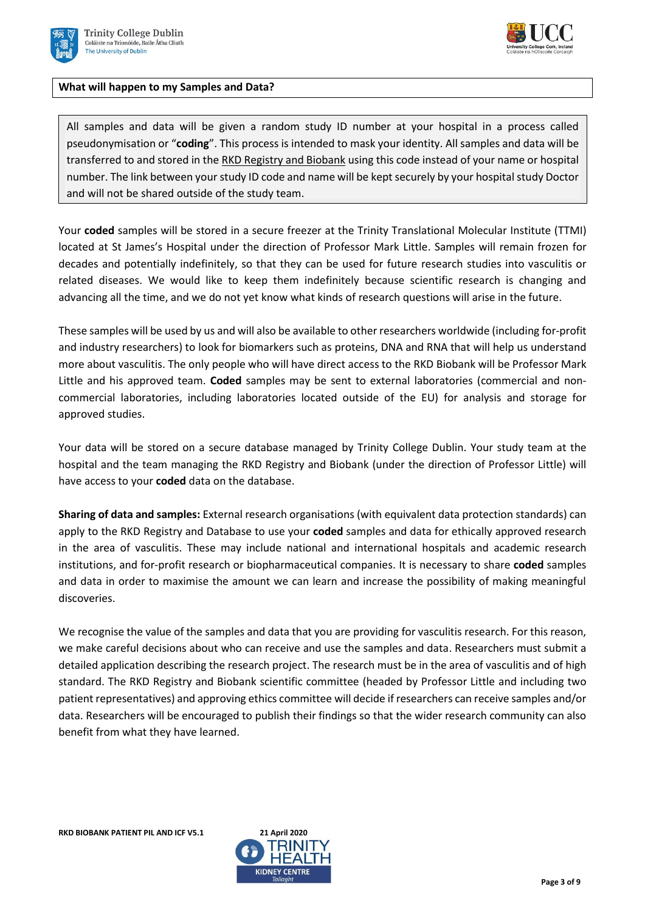**What will happen to my Samples and Data?**

All samples and data will be given a random study ID number at your hospital in a process called pseudonymisation or "**coding**". This process is intended to mask your identity. All samples and data will be transferred to and stored in the RKD Registry and Biobank using this code instead of your name or hospital number. The link between your study ID code and name will be kept securely by your hospital study Doctor and will not be shared outside of the study team.

Your **coded** samples will be stored in a secure freezer at the Trinity Translational Molecular Institute (TTMI) located at St James's Hospital under the direction of Professor Mark Little. Samples will remain frozen for decades and potentially indefinitely, so that they can be used for future research studies into vasculitis or related diseases. We would like to keep them indefinitely because scientific research is changing and advancing all the time, and we do not yet know what kinds of research questions will arise in the future.

These samples will be used by us and will also be available to other researchers worldwide (including for-profit and industry researchers) to look for biomarkers such as proteins, DNA and RNA that will help us understand more about vasculitis. The only people who will have direct access to the RKD Biobank will be Professor Mark Little and his approved team. **Coded** samples may be sent to external laboratories (commercial and non-commercial laboratories, including laboratories located outside of the EU) for analysis and storage for approved studies.

Your data will be stored on a secure database managed by Trinity College Dublin. Your study team at the hospital and the team managing the RKD Registry and Biobank (under the direction of Professor Little) will have access to your **coded** data on the database.

**Sharing of data and samples:** External research organisations (with equivalent data protection standards) can apply to the RKD Registry and Database to use your **coded** samples and data for ethically approved research in the area of vasculitis. These may include national and international hospitals and academic research institutions, and for-profit research or biopharmaceutical companies. It is necessary to share **coded** samples and data in order to maximise the amount we can learn and increase the possibility of making meaningful discoveries.

We recognise the value of the samples and data that you are providing for vasculitis research. For this reason, we make careful decisions about who can receive and use the samples and data. Researchers must submit a detailed application describing the research project. The research must be in the area of vasculitis and of high standard. The RKD Registry and Biobank scientific committee (headed by Professor Little and including two patient representatives) and approving ethics committee will decide if researchers can receive samples and/or data. Researchers will be encouraged to publish their findings so that the wider research community can also benefit from what they have learned.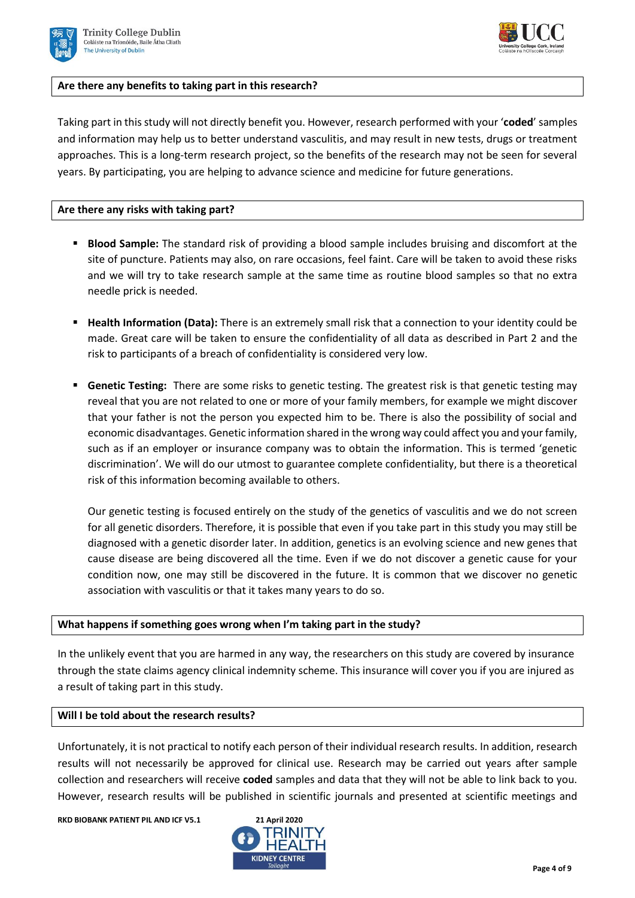### Are there any benefits to taking part in this research?

Taking part in this study will not directly benefit you. However, research performed with your '**coded**' samples and information may help us to better understand vasculitis, and may result in new tests, drugs or treatment approaches. This is a long-term research project, so the benefits of the research may not be seen for several years. By participating, you are helping to advance science and medicine for future generations.

### Are there any risks with taking part?

- **Blood Sample:** The standard risk of providing a blood sample includes bruising and discomfort at the site of puncture. Patients may also, on rare occasions, feel faint. Care will be taken to avoid these risks and we will try to take research sample at the same time as routine blood samples so that no extra needle prick is needed.

- **Health Information (Data):** There is an extremely small risk that a connection to your identity could be made. Great care will be taken to ensure the confidentiality of all data as described in Part 2 and the risk to participants of a breach of confidentiality is considered very low.

- **Genetic Testing:** There are some risks to genetic testing. The greatest risk is that genetic testing may reveal that you are not related to one or more of your family members, for example we might discover that your father is not the person you expected him to be. There is also the possibility of social and economic disadvantages. Genetic information shared in the wrong way could affect you and your family, such as if an employer or insurance company was to obtain the information. This is termed 'genetic discrimination'. We will do our utmost to guarantee complete confidentiality, but there is a theoretical risk of this information becoming available to others.

  Our genetic testing is focused entirely on the study of the genetics of vasculitis and we do not screen for all genetic disorders. Therefore, it is possible that even if you take part in this study you may still be diagnosed with a genetic disorder later. In addition, genetics is an evolving science and new genes that cause disease are being discovered all the time. Even if we do not discover a genetic cause for your condition now, one may still be discovered in the future. It is common that we discover no genetic association with vasculitis or that it takes many years to do so.

### What happens if something goes wrong when I'm taking part in the study?

In the unlikely event that you are harmed in any way, the researchers on this study are covered by insurance through the state claims agency clinical indemnity scheme. This insurance will cover you if you are injured as a result of taking part in this study.

### Will I be told about the research results?

Unfortunately, it is not practical to notify each person of their individual research results. In addition, research results will not necessarily be approved for clinical use. Research may be carried out years after sample collection and researchers will receive **coded** samples and data that they will not be able to link back to you. However, research results will be published in scientific journals and presented at scientific meetings and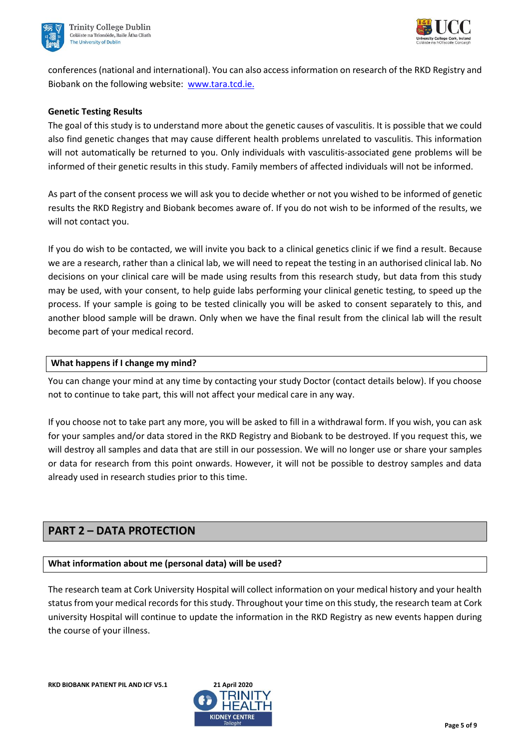conferences (national and international). You can also access information on research of the RKD Registry and Biobank on the following website: [www.tara.tcd.ie.](http://www.tara.tcd.ie)

**Genetic Testing Results**

The goal of this study is to understand more about the genetic causes of vasculitis. It is possible that we could also find genetic changes that may cause different health problems unrelated to vasculitis. This information will not automatically be returned to you. Only individuals with vasculitis-associated gene problems will be informed of their genetic results in this study. Family members of affected individuals will not be informed.

As part of the consent process we will ask you to decide whether or not you wished to be informed of genetic results the RKD Registry and Biobank becomes aware of. If you do not wish to be informed of the results, we will not contact you.

If you do wish to be contacted, we will invite you back to a clinical genetics clinic if we find a result. Because we are a research, rather than a clinical lab, we will need to repeat the testing in an authorised clinical lab. No decisions on your clinical care will be made using results from this research study, but data from this study may be used, with your consent, to help guide labs performing your clinical genetic testing, to speed up the process. If your sample is going to be tested clinically you will be asked to consent separately to this, and another blood sample will be drawn. Only when we have the final result from the clinical lab will the result become part of your medical record.

### What happens if I change my mind?

You can change your mind at any time by contacting your study Doctor (contact details below). If you choose not to continue to take part, this will not affect your medical care in any way.

If you choose not to take part any more, you will be asked to fill in a withdrawal form. If you wish, you can ask for your samples and/or data stored in the RKD Registry and Biobank to be destroyed. If you request this, we will destroy all samples and data that are still in our possession. We will no longer use or share your samples or data for research from this point onwards. However, it will not be possible to destroy samples and data already used in research studies prior to this time.

## PART 2 – DATA PROTECTION

### What information about me (personal data) will be used?

The research team at Cork University Hospital will collect information on your medical history and your health status from your medical records for this study. Throughout your time on this study, the research team at Cork university Hospital will continue to update the information in the RKD Registry as new events happen during the course of your illness.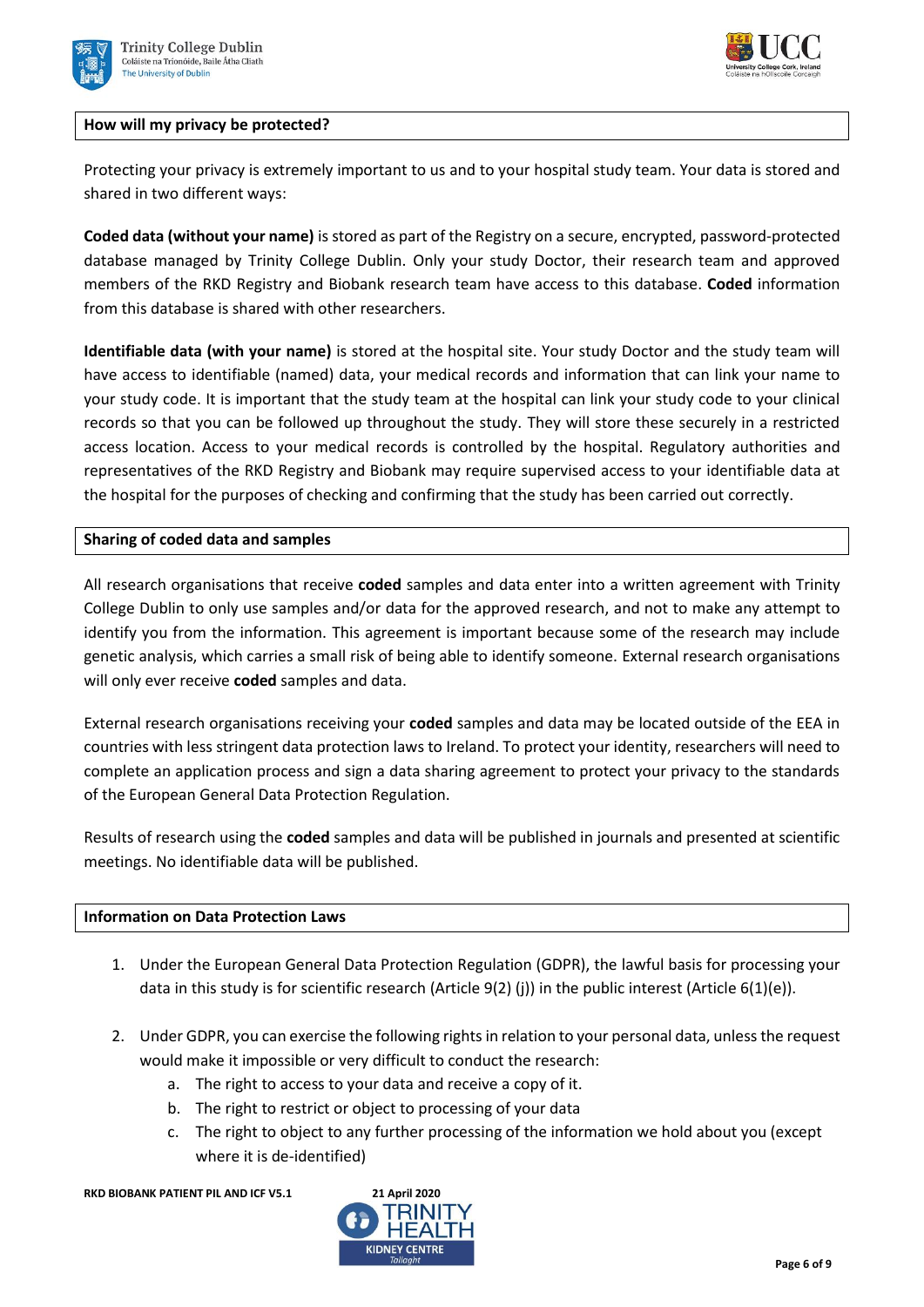## How will my privacy be protected?

Protecting your privacy is extremely important to us and to your hospital study team. Your data is stored and shared in two different ways:

**Coded data (without your name)** is stored as part of the Registry on a secure, encrypted, password-protected database managed by Trinity College Dublin. Only your study Doctor, their research team and approved members of the RKD Registry and Biobank research team have access to this database. **Coded** information from this database is shared with other researchers.

**Identifiable data (with your name)** is stored at the hospital site. Your study Doctor and the study team will have access to identifiable (named) data, your medical records and information that can link your name to your study code. It is important that the study team at the hospital can link your study code to your clinical records so that you can be followed up throughout the study. They will store these securely in a restricted access location. Access to your medical records is controlled by the hospital. Regulatory authorities and representatives of the RKD Registry and Biobank may require supervised access to your identifiable data at the hospital for the purposes of checking and confirming that the study has been carried out correctly.

## Sharing of coded data and samples

All research organisations that receive **coded** samples and data enter into a written agreement with Trinity College Dublin to only use samples and/or data for the approved research, and not to make any attempt to identify you from the information. This agreement is important because some of the research may include genetic analysis, which carries a small risk of being able to identify someone. External research organisations will only ever receive **coded** samples and data.

External research organisations receiving your **coded** samples and data may be located outside of the EEA in countries with less stringent data protection laws to Ireland. To protect your identity, researchers will need to complete an application process and sign a data sharing agreement to protect your privacy to the standards of the European General Data Protection Regulation.

Results of research using the **coded** samples and data will be published in journals and presented at scientific meetings. No identifiable data will be published.

## Information on Data Protection Laws

1. Under the European General Data Protection Regulation (GDPR), the lawful basis for processing your data in this study is for scientific research (Article 9(2) (j)) in the public interest (Article 6(1)(e)).

2. Under GDPR, you can exercise the following rights in relation to your personal data, unless the request would make it impossible or very difficult to conduct the research:
   a. The right to access to your data and receive a copy of it.
   b. The right to restrict or object to processing of your data
   c. The right to object to any further processing of the information we hold about you (except where it is de-identified)

RKD BIOBANK PATIENT PIL AND ICF V5.1 21 April 2020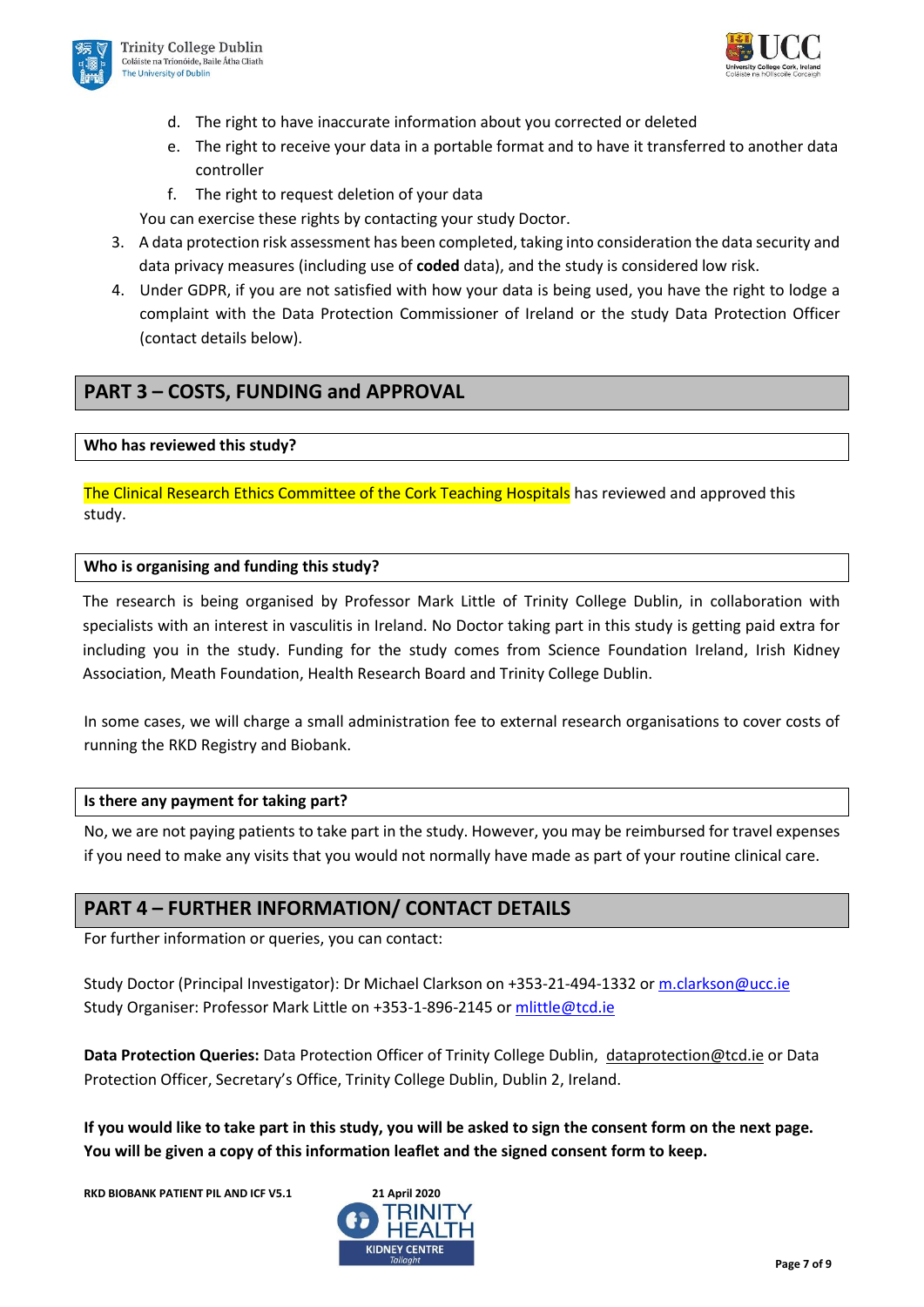d. The right to have inaccurate information about you corrected or deleted
e. The right to receive your data in a portable format and to have it transferred to another data controller
f. The right to request deletion of your data

You can exercise these rights by contacting your study Doctor.

3. A data protection risk assessment has been completed, taking into consideration the data security and data privacy measures (including use of **coded** data), and the study is considered low risk.
4. Under GDPR, if you are not satisfied with how your data is being used, you have the right to lodge a complaint with the Data Protection Commissioner of Ireland or the study Data Protection Officer (contact details below).

## PART 3 – COSTS, FUNDING and APPROVAL

### Who has reviewed this study?

The Clinical Research Ethics Committee of the Cork Teaching Hospitals has reviewed and approved this study.

### Who is organising and funding this study?

The research is being organised by Professor Mark Little of Trinity College Dublin, in collaboration with specialists with an interest in vasculitis in Ireland. No Doctor taking part in this study is getting paid extra for including you in the study. Funding for the study comes from Science Foundation Ireland, Irish Kidney Association, Meath Foundation, Health Research Board and Trinity College Dublin.

In some cases, we will charge a small administration fee to external research organisations to cover costs of running the RKD Registry and Biobank.

### Is there any payment for taking part?

No, we are not paying patients to take part in the study. However, you may be reimbursed for travel expenses if you need to make any visits that you would not normally have made as part of your routine clinical care.

## PART 4 – FURTHER INFORMATION/ CONTACT DETAILS

For further information or queries, you can contact:

Study Doctor (Principal Investigator): Dr Michael Clarkson on +353-21-494-1332 or m.clarkson@ucc.ie
Study Organiser: Professor Mark Little on +353-1-896-2145 or mlittle@tcd.ie

**Data Protection Queries:** Data Protection Officer of Trinity College Dublin, dataprotection@tcd.ie or Data Protection Officer, Secretary's Office, Trinity College Dublin, Dublin 2, Ireland.

**If you would like to take part in this study, you will be asked to sign the consent form on the next page. You will be given a copy of this information leaflet and the signed consent form to keep.**

**RKD BIOBANK PATIENT PIL AND ICF V5.1** **21 April 2020**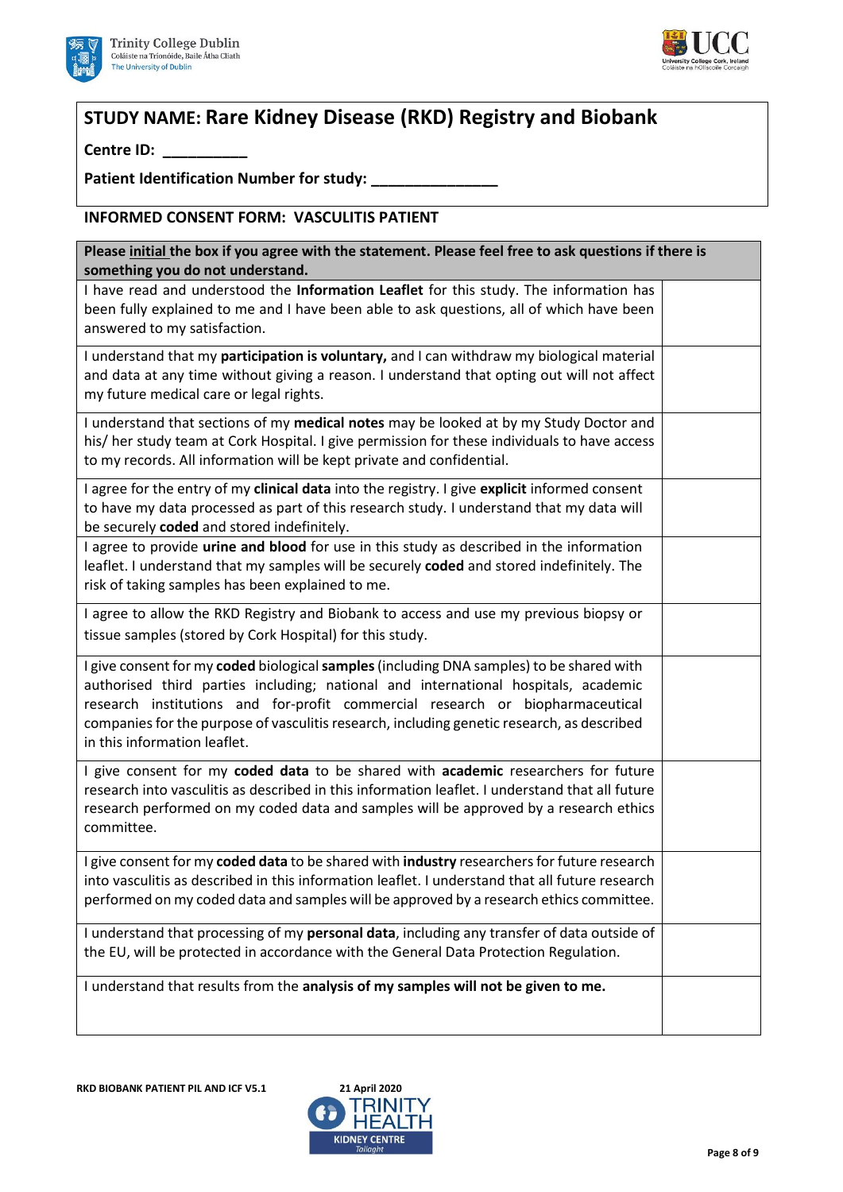## STUDY NAME: Rare Kidney Disease (RKD) Registry and Biobank

**Centre ID: __________**

**Patient Identification Number for study: _______________**

**INFORMED CONSENT FORM: VASCULITIS PATIENT**

| **Please initial the box if you agree with the statement. Please feel free to ask questions if there is something you do not understand.** | |
|---|---|
| I have read and understood the **Information Leaflet** for this study. The information has been fully explained to me and I have been able to ask questions, all of which have been answered to my satisfaction. | |
| I understand that my **participation is voluntary,** and I can withdraw my biological material and data at any time without giving a reason. I understand that opting out will not affect my future medical care or legal rights. | |
| I understand that sections of my **medical notes** may be looked at by my Study Doctor and his/ her study team at Cork Hospital. I give permission for these individuals to have access to my records. All information will be kept private and confidential. | |
| I agree for the entry of my **clinical data** into the registry. I give **explicit** informed consent to have my data processed as part of this research study. I understand that my data will be securely **coded** and stored indefinitely. | |
| I agree to provide **urine and blood** for use in this study as described in the information leaflet. I understand that my samples will be securely **coded** and stored indefinitely. The risk of taking samples has been explained to me. | |
| I agree to allow the RKD Registry and Biobank to access and use my previous biopsy or tissue samples (stored by Cork Hospital) for this study. | |
| I give consent for my **coded** biological **samples** (including DNA samples) to be shared with authorised third parties including; national and international hospitals, academic research institutions and for-profit commercial research or biopharmaceutical companies for the purpose of vasculitis research, including genetic research, as described in this information leaflet. | |
| I give consent for my **coded data** to be shared with **academic** researchers for future research into vasculitis as described in this information leaflet. I understand that all future research performed on my coded data and samples will be approved by a research ethics committee. | |
| I give consent for my **coded data** to be shared with **industry** researchers for future research into vasculitis as described in this information leaflet. I understand that all future research performed on my coded data and samples will be approved by a research ethics committee. | |
| I understand that processing of my **personal data**, including any transfer of data outside of the EU, will be protected in accordance with the General Data Protection Regulation. | |
| I understand that results from the **analysis of my samples will not be given to me.** | |

RKD BIOBANK PATIENT PIL AND ICF V5.1 — 21 April 2020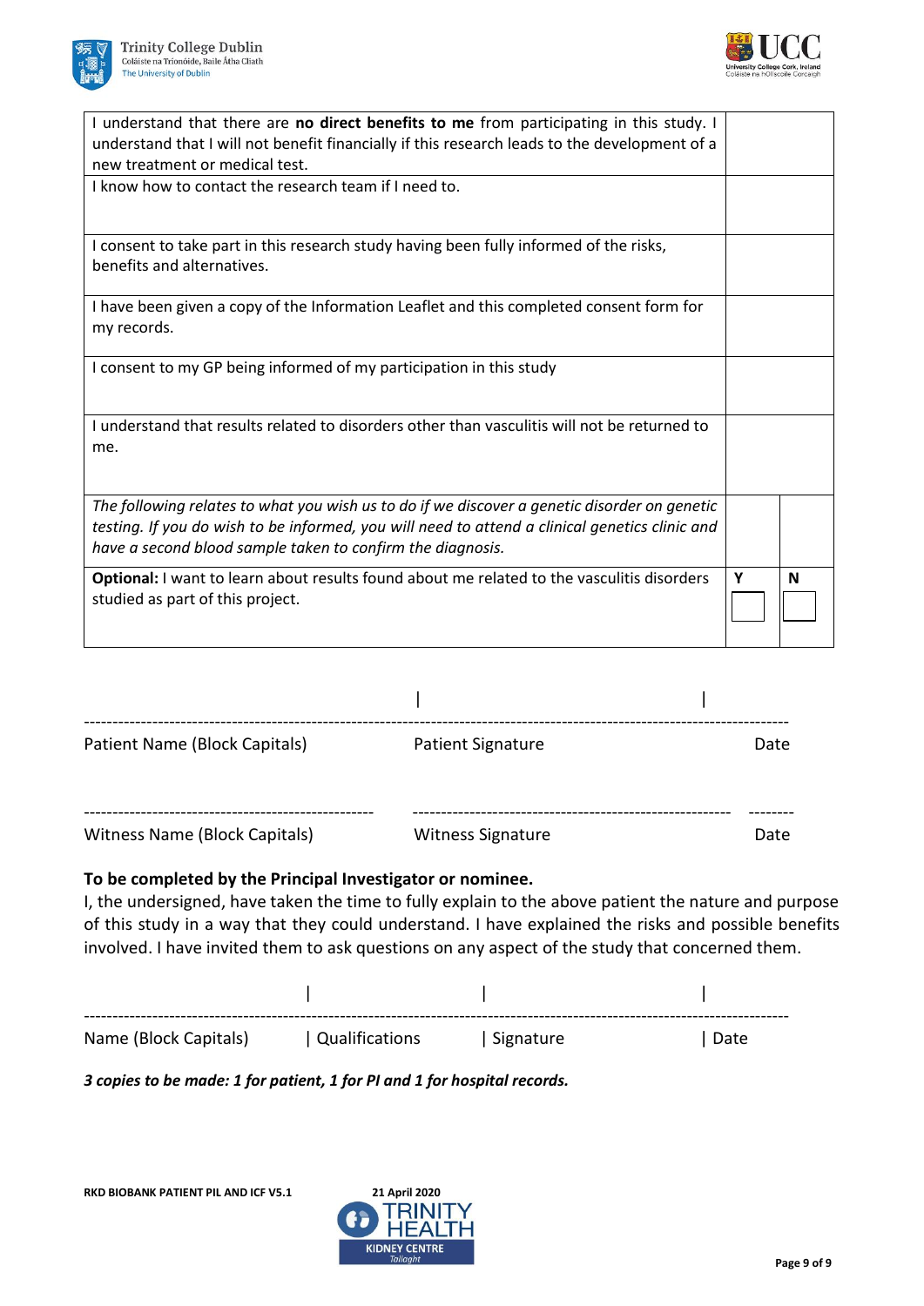| | | |
|---|---|---|
| I understand that there are **no direct benefits to me** from participating in this study. I understand that I will not benefit financially if this research leads to the development of a new treatment or medical test. | | |
| I know how to contact the research team if I need to. | | |
| I consent to take part in this research study having been fully informed of the risks, benefits and alternatives. | | |
| I have been given a copy of the Information Leaflet and this completed consent form for my records. | | |
| I consent to my GP being informed of my participation in this study | | |
| I understand that results related to disorders other than vasculitis will not be returned to me. | | |
| *The following relates to what you wish us to do if we discover a genetic disorder on genetic testing. If you do wish to be informed, you will need to attend a clinical genetics clinic and have a second blood sample taken to confirm the diagnosis.* | | |
| **Optional:** I want to learn about results found about me related to the vasculitis disorders studied as part of this project. | **Y** ☐ | **N** ☐ |

---

Patient Name (Block Capitals) | Patient Signature | Date

---

Witness Name (Block Capitals) | Witness Signature | Date

**To be completed by the Principal Investigator or nominee.**

I, the undersigned, have taken the time to fully explain to the above patient the nature and purpose of this study in a way that they could understand. I have explained the risks and possible benefits involved. I have invited them to ask questions on any aspect of the study that concerned them.

---

Name (Block Capitals) | Qualifications | Signature | Date

***3 copies to be made: 1 for patient, 1 for PI and 1 for hospital records.***

RKD BIOBANK PATIENT PIL AND ICF V5.1 — 21 April 2020